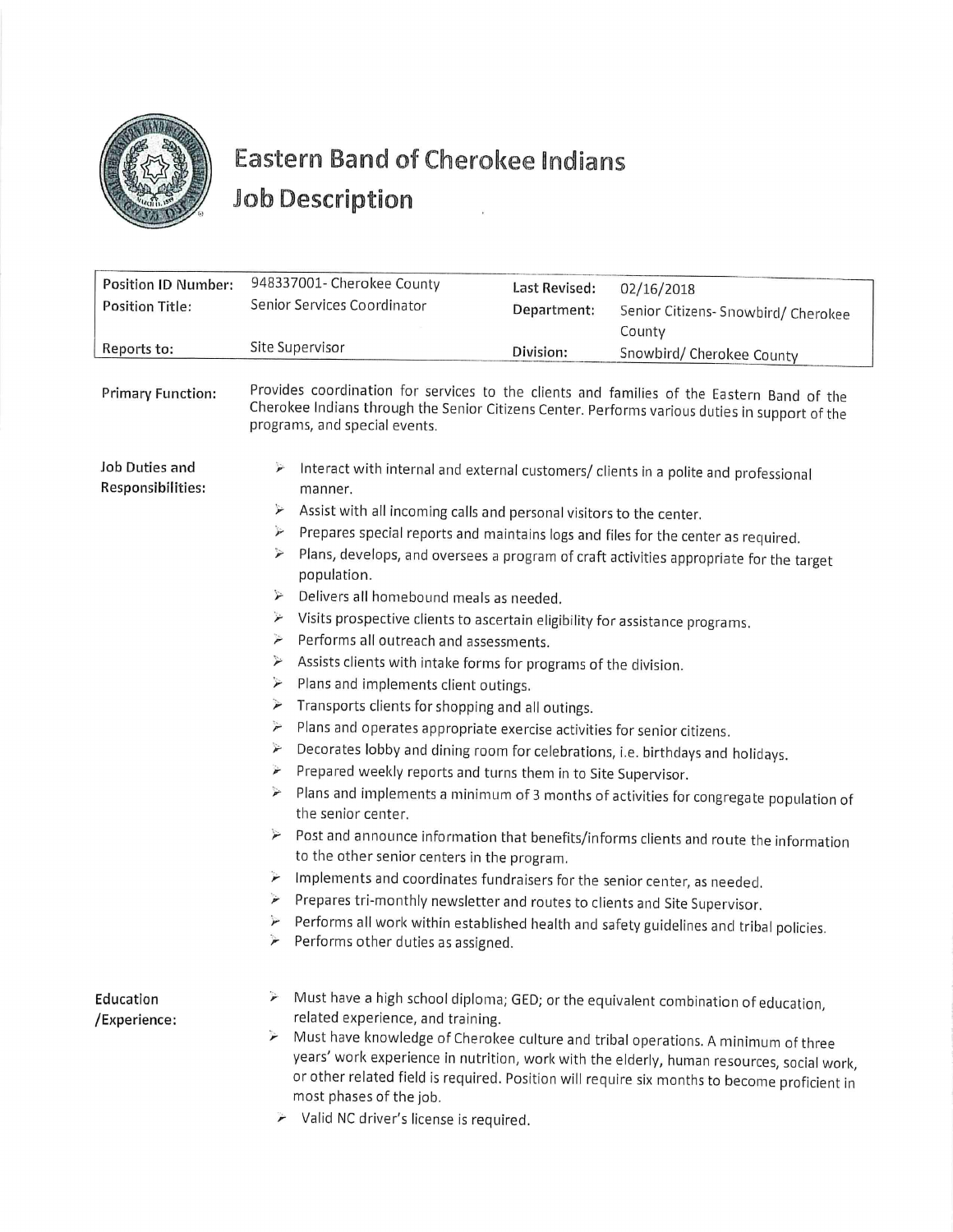# Eastern Band of Cherokee Indians
# Job Description

| Position ID Number: | 948337001- Cherokee County | Last Revised: | 02/16/2018 |
|---|---|---|---|
| Position Title: | Senior Services Coordinator | Department: | Senior Citizens- Snowbird/ Cherokee County |
| Reports to: | Site Supervisor | Division: | Snowbird/ Cherokee County |

**Primary Function:** Provides coordination for services to the clients and families of the Eastern Band of the Cherokee Indians through the Senior Citizens Center. Performs various duties in support of the programs, and special events.

**Job Duties and Responsibilities:**

- Interact with internal and external customers/ clients in a polite and professional manner.
- Assist with all incoming calls and personal visitors to the center.
- Prepares special reports and maintains logs and files for the center as required.
- Plans, develops, and oversees a program of craft activities appropriate for the target population.
- Delivers all homebound meals as needed.
- Visits prospective clients to ascertain eligibility for assistance programs.
- Performs all outreach and assessments.
- Assists clients with intake forms for programs of the division.
- Plans and implements client outings.
- Transports clients for shopping and all outings.
- Plans and operates appropriate exercise activities for senior citizens.
- Decorates lobby and dining room for celebrations, i.e. birthdays and holidays.
- Prepared weekly reports and turns them in to Site Supervisor.
- Plans and implements a minimum of 3 months of activities for congregate population of the senior center.
- Post and announce information that benefits/informs clients and route the information to the other senior centers in the program.
- Implements and coordinates fundraisers for the senior center, as needed.
- Prepares tri-monthly newsletter and routes to clients and Site Supervisor.
- Performs all work within established health and safety guidelines and tribal policies.
- Performs other duties as assigned.

**Education /Experience:**

- Must have a high school diploma; GED; or the equivalent combination of education, related experience, and training.
- Must have knowledge of Cherokee culture and tribal operations. A minimum of three years' work experience in nutrition, work with the elderly, human resources, social work, or other related field is required. Position will require six months to become proficient in most phases of the job.
- Valid NC driver's license is required.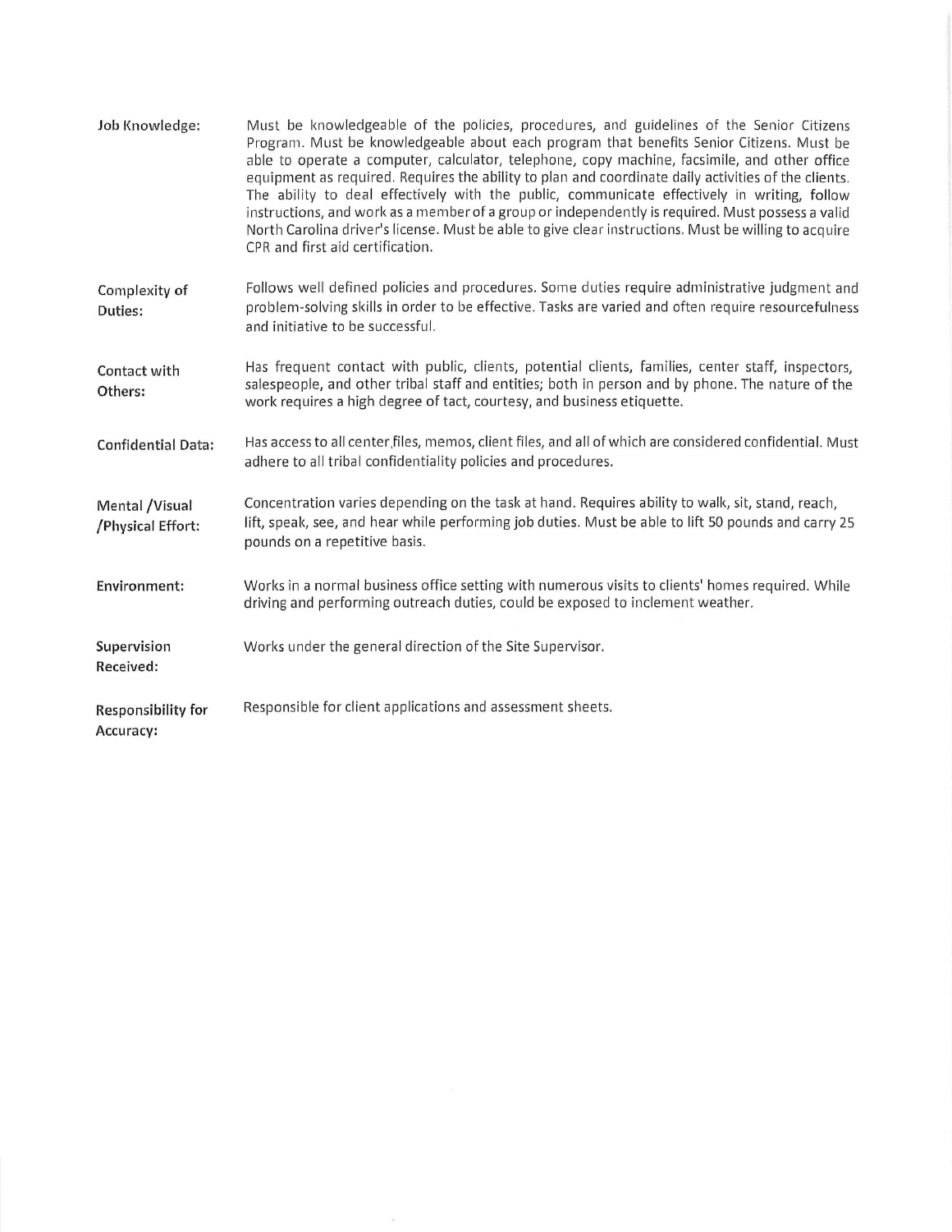**Job Knowledge:** Must be knowledgeable of the policies, procedures, and guidelines of the Senior Citizens Program. Must be knowledgeable about each program that benefits Senior Citizens. Must be able to operate a computer, calculator, telephone, copy machine, facsimile, and other office equipment as required. Requires the ability to plan and coordinate daily activities of the clients. The ability to deal effectively with the public, communicate effectively in writing, follow instructions, and work as a member of a group or independently is required. Must possess a valid North Carolina driver's license. Must be able to give clear instructions. Must be willing to acquire CPR and first aid certification.

**Complexity of Duties:** Follows well defined policies and procedures. Some duties require administrative judgment and problem-solving skills in order to be effective. Tasks are varied and often require resourcefulness and initiative to be successful.

**Contact with Others:** Has frequent contact with public, clients, potential clients, families, center staff, inspectors, salespeople, and other tribal staff and entities; both in person and by phone. The nature of the work requires a high degree of tact, courtesy, and business etiquette.

**Confidential Data:** Has access to all center files, memos, client files, and all of which are considered confidential. Must adhere to all tribal confidentiality policies and procedures.

**Mental /Visual /Physical Effort:** Concentration varies depending on the task at hand. Requires ability to walk, sit, stand, reach, lift, speak, see, and hear while performing job duties. Must be able to lift 50 pounds and carry 25 pounds on a repetitive basis.

**Environment:** Works in a normal business office setting with numerous visits to clients' homes required. While driving and performing outreach duties, could be exposed to inclement weather.

**Supervision Received:** Works under the general direction of the Site Supervisor.

**Responsibility for Accuracy:** Responsible for client applications and assessment sheets.